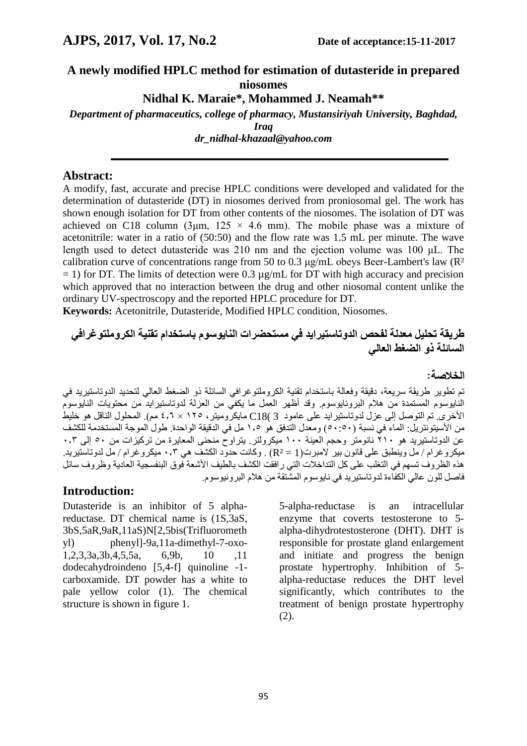# A newly modified HPLC method for estimation of dutasteride in prepared niosomes

**Nidhal K. Maraie\*, Mohammed J. Neamah\*\***

*Department of pharmaceutics, college of pharmacy, Mustansiriyah University, Baghdad, Iraq*

*dr_nidhal-khazaal@yahoo.com*

## Abstract:

A modify, fast, accurate and precise HPLC conditions were developed and validated for the determination of dutasteride (DT) in niosomes derived from proniosomal gel. The work has shown enough isolation for DT from other contents of the niosomes. The isolation of DT was achieved on C18 column (3μm, 125 × 4.6 mm). The mobile phase was a mixture of acetonitrile: water in a ratio of (50:50) and the flow rate was 1.5 mL per minute. The wave length used to detect dutasteride was 210 nm and the ejection volume was 100 μL. The calibration curve of concentrations range from 50 to 0.3 μg/mL obeys Beer-Lambert's law ($R^2 = 1$) for DT. The limits of detection were 0.3 μg/mL for DT with high accuracy and precision which approved that no interaction between the drug and other niosomal content unlike the ordinary UV-spectroscopy and the reported HPLC procedure for DT.

**Keywords:** Acetonitrile, Dutasteride, Modified HPLC condition, Niosomes.

## طريقة تحليل معدلة لفحص الدوتاستيرايد في مستحضرات النايوسوم باستخدام تقنية الكروملتوغرافي السائلة ذو الضغط العالي

### الخلاصة:

تم تطوير طريقة سريعة، دقيقة وفعالة باستخدام تقنية الكروملتوغرافي السائلة ذو الضغط العالي لتحديد الدوتاستيريد في النايوسوم المستمدة من هلام البرونايوسوم. وقد أظهر العمل ما يكفي من العزلة لدوتاستيرايد من محتويات النايوسوم الأخرى. تم التوصل إلى عزل لدوتاستيرايد على عامود C18( 3 مايكروميتر، ١٢٥ × ٤,٦ مم). المحلول الناقل هو خليط من الأسيتونتريل: الماء في نسبة (٥٠:٥٠) ومعدل التدفق هو ١,٥ مل في الدقيقة الواحدة. طول الموجة المستخدمة للكشف عن الدوتاستيريد هو ٢١٠ نانومتر وحجم العينة ١٠٠ ميكرولتر. يتراوح منحنى المعايرة من تركيزات من ٥٠ إلى ٠,٣ ميكروغرام / مل وينطبق على قانون بير لامبرت($R^2 = 1$) . وكانت حدود الكشف هي ٠,٣ ميكروغرام / مل لدوتاستيريد. هذه الظروف تسهم في التغلب على كل التداخلات التي رافقت الكشف بالطيف الأشعة فوق البنفسجية العادية وظروف سائل فاصل للون عالي الكفاءة لدوتاستيريد في نايوسوم المشتقة من هلام البرونيوسوم.

## Introduction:

Dutasteride is an inhibitor of 5 alpha-reductase. DT chemical name is (1S,3aS, 3bS,5aR,9aR,11aS)N[2,5bis(Trifluoromethyl) phenyl]-9a,11a-dimethyl-7-oxo-1,2,3,3a,3b,4,5,5a, 6,9b, 10 ,11 dodecahydroindeno [5,4-f] quinoline -1-carboxamide. DT powder has a white to pale yellow color (1). The chemical structure is shown in figure 1.

5-alpha-reductase is an intracellular enzyme that coverts testosterone to 5-alpha-dihydrotestosterone (DHT). DHT is responsible for prostate gland enlargement and initiate and progress the benign prostate hypertrophy. Inhibition of 5-alpha-reductase reduces the DHT level significantly, which contributes to the treatment of benign prostate hypertrophy (2).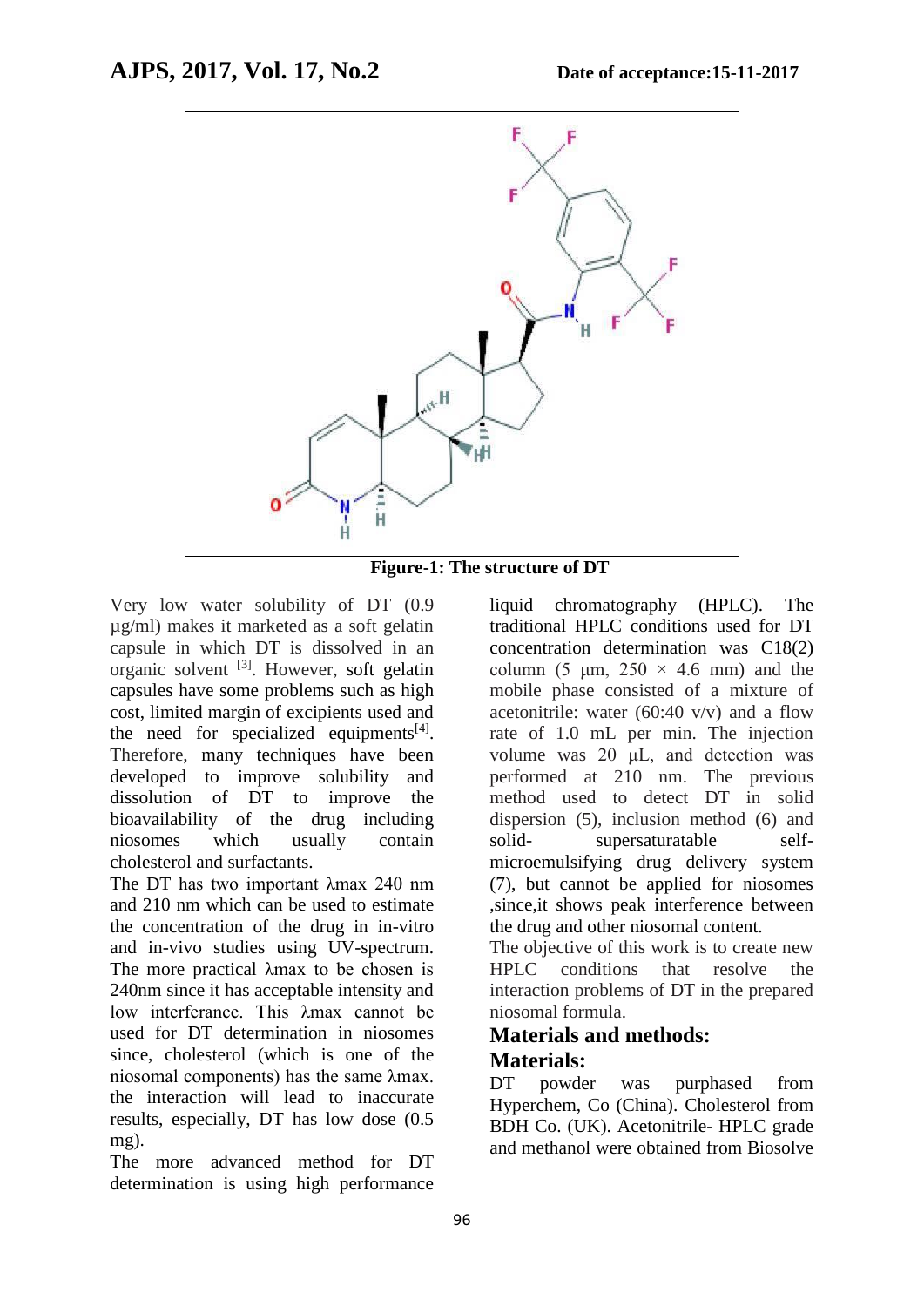**Figure-1: The structure of DT**

Very low water solubility of DT (0.9 µg/ml) makes it marketed as a soft gelatin capsule in which DT is dissolved in an organic solvent [3]. However, soft gelatin capsules have some problems such as high cost, limited margin of excipients used and the need for specialized equipments[4]. Therefore, many techniques have been developed to improve solubility and dissolution of DT to improve the bioavailability of the drug including niosomes which usually contain cholesterol and surfactants.

The DT has two important λmax 240 nm and 210 nm which can be used to estimate the concentration of the drug in in-vitro and in-vivo studies using UV-spectrum. The more practical λmax to be chosen is 240nm since it has acceptable intensity and low interferance. This λmax cannot be used for DT determination in niosomes since, cholesterol (which is one of the niosomal components) has the same λmax. the interaction will lead to inaccurate results, especially, DT has low dose (0.5 mg).

The more advanced method for DT determination is using high performance liquid chromatography (HPLC). The traditional HPLC conditions used for DT concentration determination was C18(2) column (5 µm, 250 × 4.6 mm) and the mobile phase consisted of a mixture of acetonitrile: water (60:40 v/v) and a flow rate of 1.0 mL per min. The injection volume was 20 µL, and detection was performed at 210 nm. The previous method used to detect DT in solid dispersion (5), inclusion method (6) and solid- supersaturatable self-microemulsifying drug delivery system (7), but cannot be applied for niosomes ,since,it shows peak interference between the drug and other niosomal content.

The objective of this work is to create new HPLC conditions that resolve the interaction problems of DT in the prepared niosomal formula.

## Materials and methods:

### Materials:

DT powder was purphased from Hyperchem, Co (China). Cholesterol from BDH Co. (UK). Acetonitrile- HPLC grade and methanol were obtained from Biosolve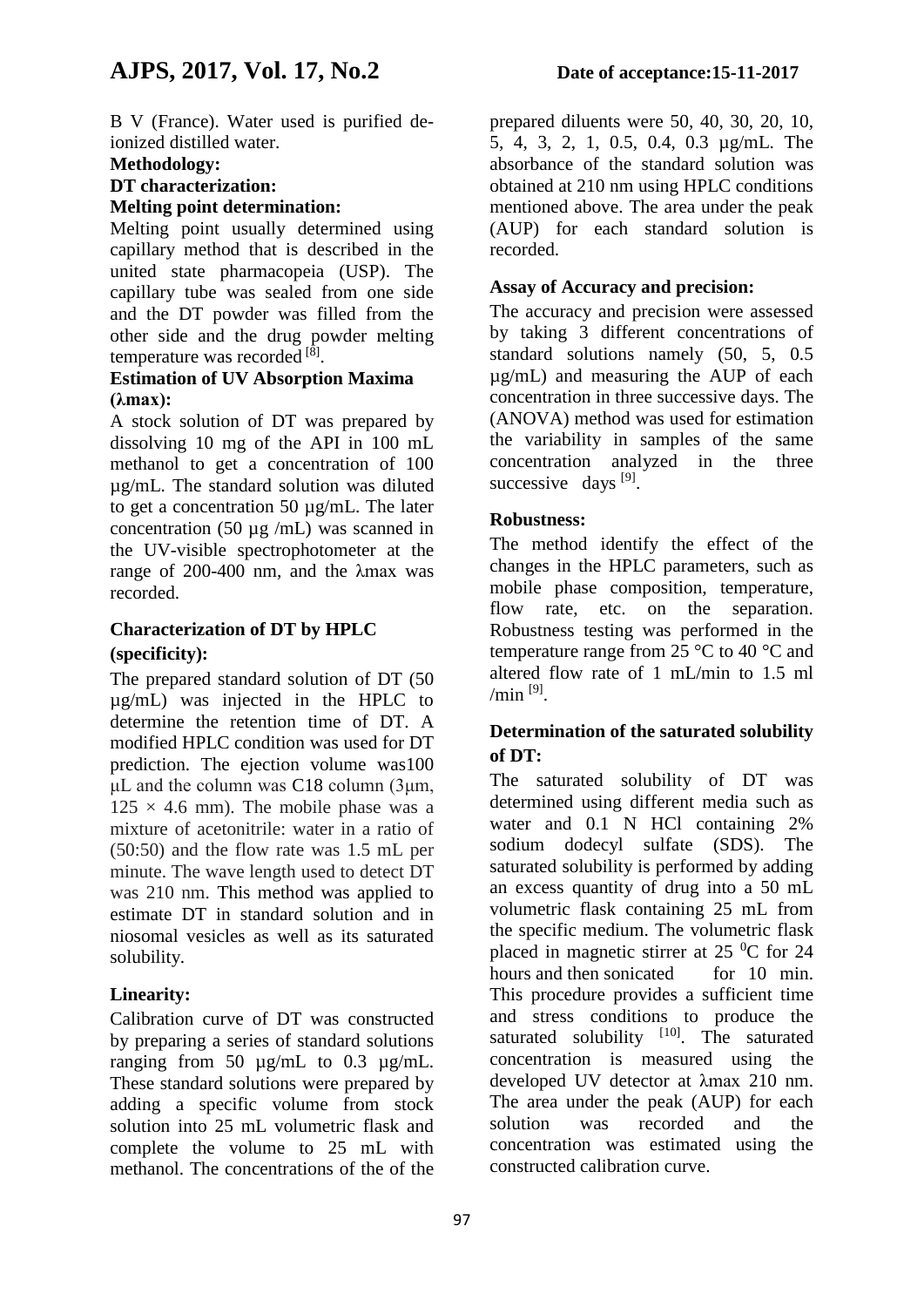B V (France). Water used is purified de-ionized distilled water.

**Methodology:**

**DT characterization:**

**Melting point determination:**

Melting point usually determined using capillary method that is described in the united state pharmacopeia (USP). The capillary tube was sealed from one side and the DT powder was filled from the other side and the drug powder melting temperature was recorded [8].

**Estimation of UV Absorption Maxima (λmax):**

A stock solution of DT was prepared by dissolving 10 mg of the API in 100 mL methanol to get a concentration of 100 µg/mL. The standard solution was diluted to get a concentration 50 µg/mL. The later concentration (50 µg /mL) was scanned in the UV-visible spectrophotometer at the range of 200-400 nm, and the λmax was recorded.

**Characterization of DT by HPLC (specificity):**

The prepared standard solution of DT (50 µg/mL) was injected in the HPLC to determine the retention time of DT. A modified HPLC condition was used for DT prediction. The ejection volume was100 µL and the column was C18 column (3µm, 125 × 4.6 mm). The mobile phase was a mixture of acetonitrile: water in a ratio of (50:50) and the flow rate was 1.5 mL per minute. The wave length used to detect DT was 210 nm. This method was applied to estimate DT in standard solution and in niosomal vesicles as well as its saturated solubility.

**Linearity:**

Calibration curve of DT was constructed by preparing a series of standard solutions ranging from 50 µg/mL to 0.3 µg/mL. These standard solutions were prepared by adding a specific volume from stock solution into 25 mL volumetric flask and complete the volume to 25 mL with methanol. The concentrations of the of the prepared diluents were 50, 40, 30, 20, 10, 5, 4, 3, 2, 1, 0.5, 0.4, 0.3 µg/mL. The absorbance of the standard solution was obtained at 210 nm using HPLC conditions mentioned above. The area under the peak (AUP) for each standard solution is recorded.

**Assay of Accuracy and precision:**

The accuracy and precision were assessed by taking 3 different concentrations of standard solutions namely (50, 5, 0.5 µg/mL) and measuring the AUP of each concentration in three successive days. The (ANOVA) method was used for estimation the variability in samples of the same concentration analyzed in the three successive days [9].

**Robustness:**

The method identify the effect of the changes in the HPLC parameters, such as mobile phase composition, temperature, flow rate, etc. on the separation. Robustness testing was performed in the temperature range from 25 °C to 40 °C and altered flow rate of 1 mL/min to 1.5 ml /min [9].

**Determination of the saturated solubility of DT:**

The saturated solubility of DT was determined using different media such as water and 0.1 N HCl containing 2% sodium dodecyl sulfate (SDS). The saturated solubility is performed by adding an excess quantity of drug into a 50 mL volumetric flask containing 25 mL from the specific medium. The volumetric flask placed in magnetic stirrer at 25 $^{0}$C for 24 hours and then sonicated for 10 min. This procedure provides a sufficient time and stress conditions to produce the saturated solubility [10]. The saturated concentration is measured using the developed UV detector at λmax 210 nm. The area under the peak (AUP) for each solution was recorded and the concentration was estimated using the constructed calibration curve.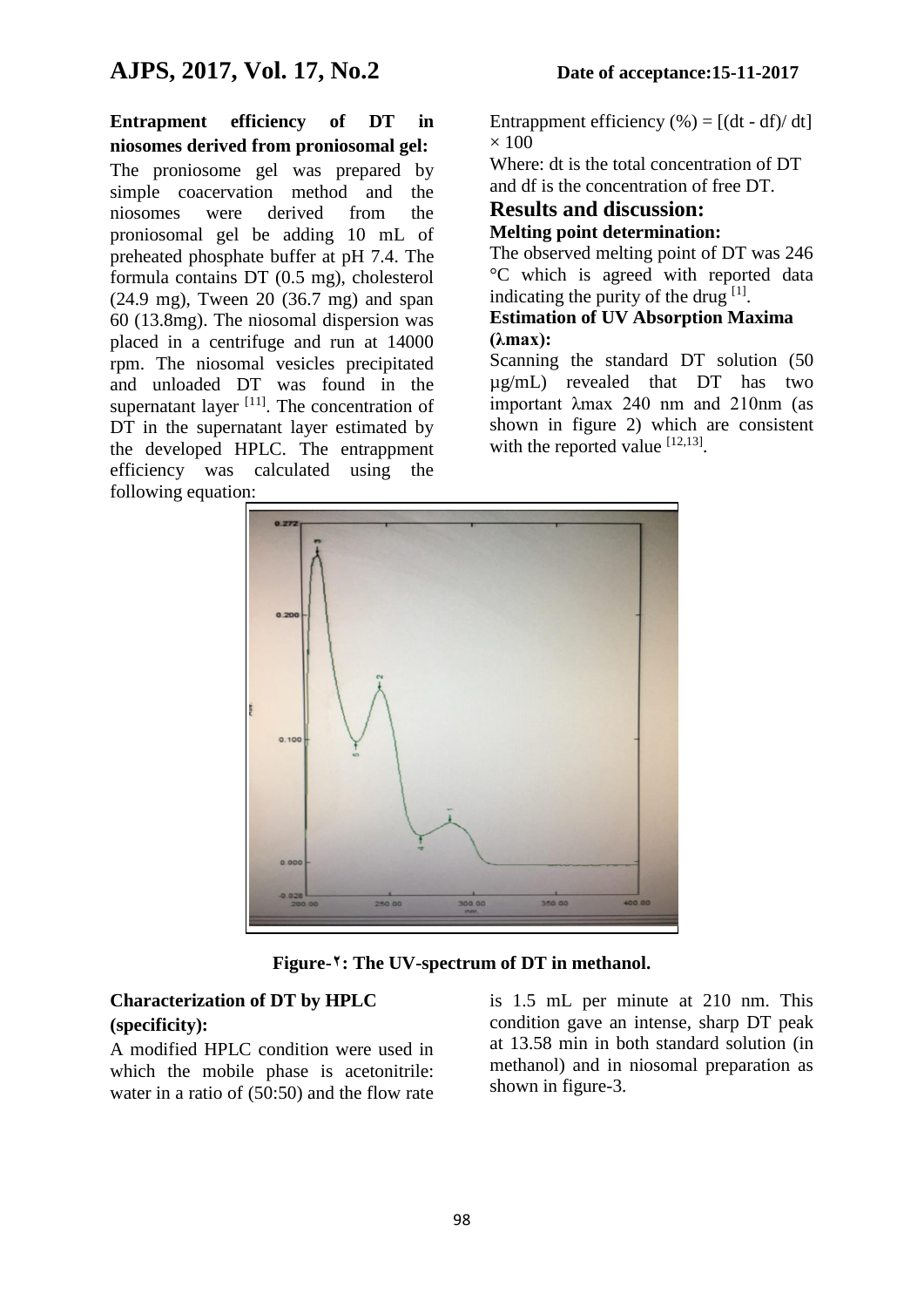### Entrapment efficiency of DT in niosomes derived from proniosomal gel:

The proniosome gel was prepared by simple coacervation method and the niosomes were derived from the proniosomal gel be adding 10 mL of preheated phosphate buffer at pH 7.4. The formula contains DT (0.5 mg), cholesterol (24.9 mg), Tween 20 (36.7 mg) and span 60 (13.8mg). The niosomal dispersion was placed in a centrifuge and run at 14000 rpm. The niosomal vesicles precipitated and unloaded DT was found in the supernatant layer [11]. The concentration of DT in the supernatant layer estimated by the developed HPLC. The entrappment efficiency was calculated using the following equation:

Entrappment efficiency (%) = $[(dt - df)/ dt] \times 100$

Where: dt is the total concentration of DT and df is the concentration of free DT.

## Results and discussion:

### Melting point determination:

The observed melting point of DT was 246 °C which is agreed with reported data indicating the purity of the drug [1].

### Estimation of UV Absorption Maxima (λmax):

Scanning the standard DT solution (50 μg/mL) revealed that DT has two important λmax 240 nm and 210nm (as shown in figure 2) which are consistent with the reported value [12,13].

**Figure-٢: The UV-spectrum of DT in methanol.**

### Characterization of DT by HPLC (specificity):

A modified HPLC condition were used in which the mobile phase is acetonitrile: water in a ratio of (50:50) and the flow rate is 1.5 mL per minute at 210 nm. This condition gave an intense, sharp DT peak at 13.58 min in both standard solution (in methanol) and in niosomal preparation as shown in figure-3.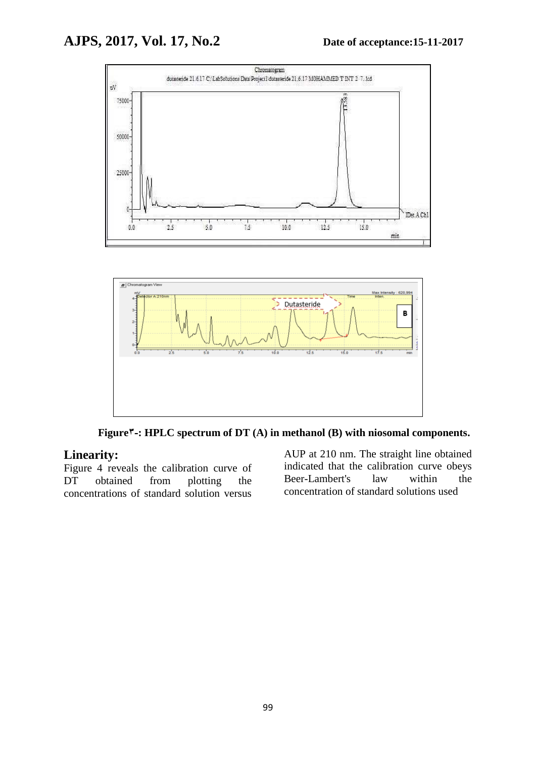Figure٣-: HPLC spectrum of DT (A) in methanol (B) with niosomal components.

## Linearity:

Figure 4 reveals the calibration curve of DT obtained from plotting the concentrations of standard solution versus AUP at 210 nm. The straight line obtained indicated that the calibration curve obeys Beer-Lambert's law within the concentration of standard solutions used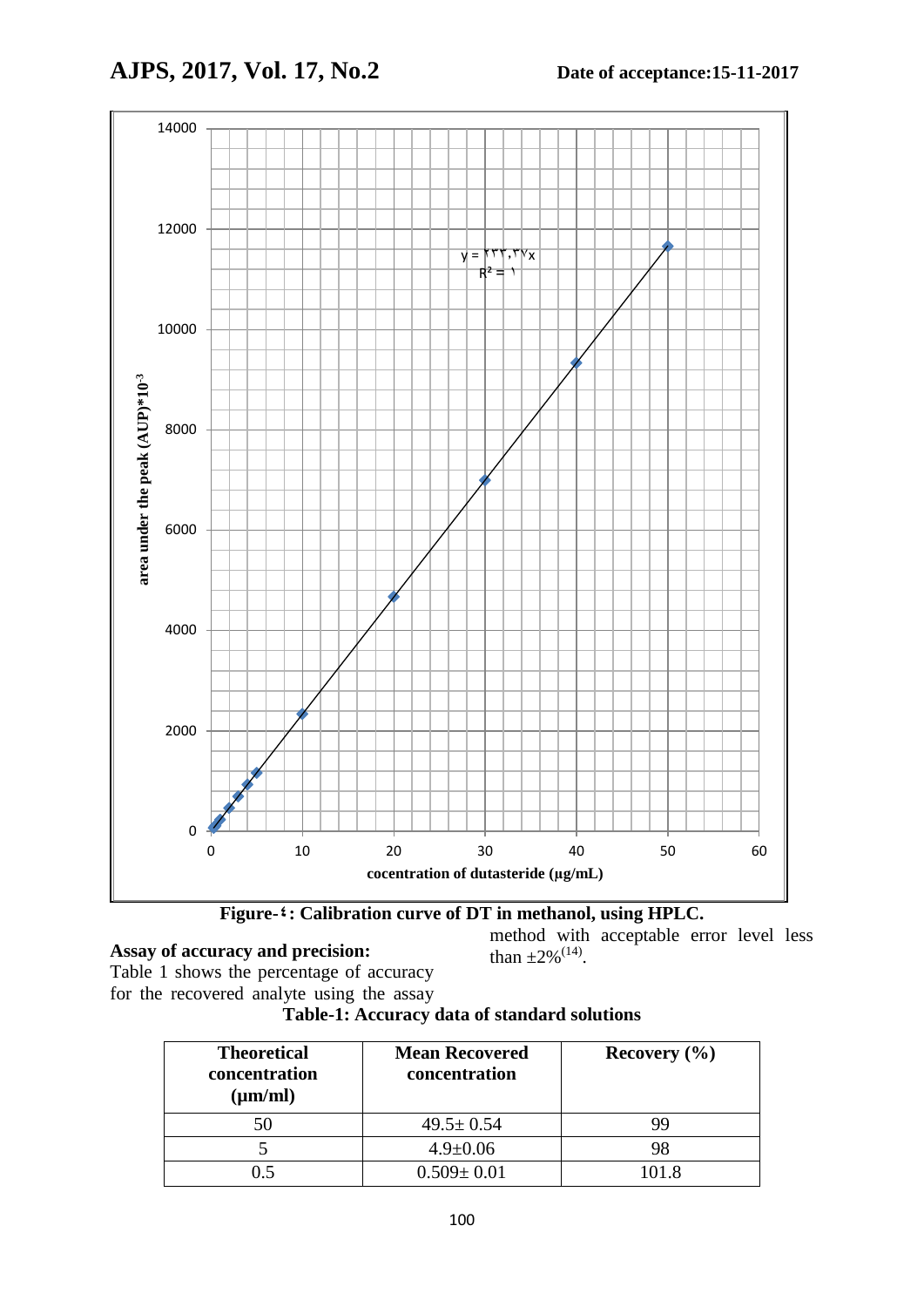Figure-٤: Calibration curve of DT in methanol, using HPLC.

**Assay of accuracy and precision:**

Table 1 shows the percentage of accuracy for the recovered analyte using the assay method with acceptable error level less than ±2%[14].

**Table-1: Accuracy data of standard solutions**

| Theoretical concentration (µm/ml) | Mean Recovered concentration | Recovery (%) |
|---|---|---|
| 50 | 49.5± 0.54 | 99 |
| 5 | 4.9±0.06 | 98 |
| 0.5 | 0.509± 0.01 | 101.8 |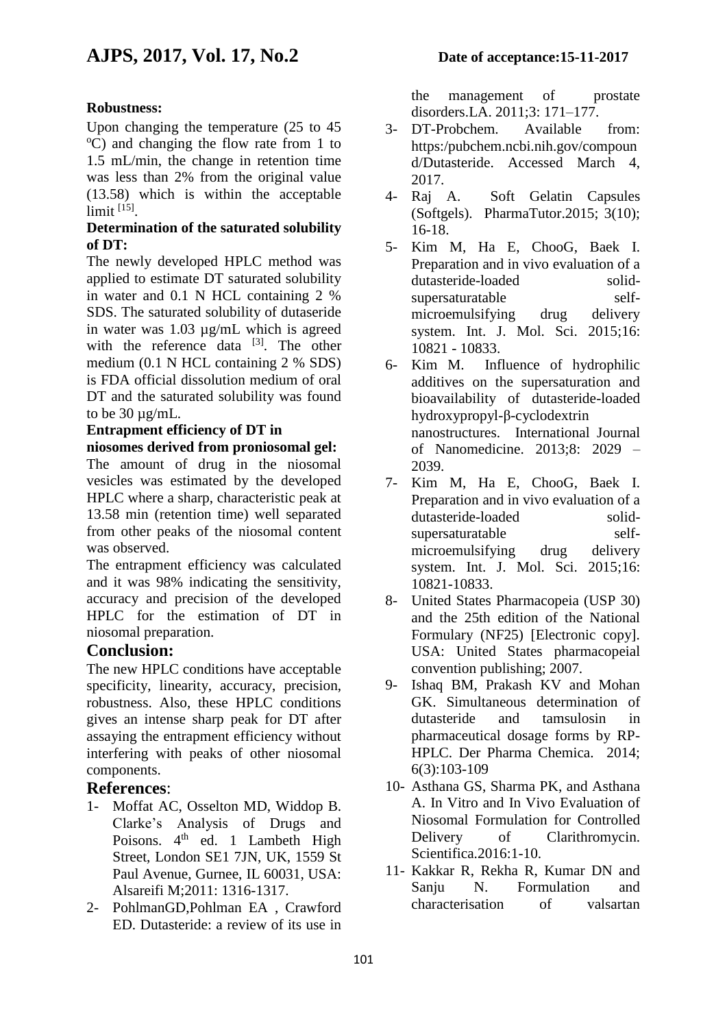**Robustness:**

Upon changing the temperature (25 to 45 ºC) and changing the flow rate from 1 to 1.5 mL/min, the change in retention time was less than 2% from the original value (13.58) which is within the acceptable limit [15].

**Determination of the saturated solubility of DT:**

The newly developed HPLC method was applied to estimate DT saturated solubility in water and 0.1 N HCL containing 2 % SDS. The saturated solubility of dutaseride in water was 1.03 µg/mL which is agreed with the reference data [3]. The other medium (0.1 N HCL containing 2 % SDS) is FDA official dissolution medium of oral DT and the saturated solubility was found to be 30 µg/mL.

**Entrapment efficiency of DT in niosomes derived from proniosomal gel:**

The amount of drug in the niosomal vesicles was estimated by the developed HPLC where a sharp, characteristic peak at 13.58 min (retention time) well separated from other peaks of the niosomal content was observed.

The entrapment efficiency was calculated and it was 98% indicating the sensitivity, accuracy and precision of the developed HPLC for the estimation of DT in niosomal preparation.

## Conclusion:

The new HPLC conditions have acceptable specificity, linearity, accuracy, precision, robustness. Also, these HPLC conditions gives an intense sharp peak for DT after assaying the entrapment efficiency without interfering with peaks of other niosomal components.

## References:

1- Moffat AC, Osselton MD, Widdop B. Clarke's Analysis of Drugs and Poisons. 4th ed. 1 Lambeth High Street, London SE1 7JN, UK, 1559 St Paul Avenue, Gurnee, IL 60031, USA: Alsareifi M;2011: 1316-1317.

2- PohlmanGD,Pohlman EA , Crawford ED. Dutasteride: a review of its use in the management of prostate disorders.LA. 2011;3: 171–177.

3- DT-Probchem. Available from: https:/pubchem.ncbi.nih.gov/compound/Dutasteride. Accessed March 4, 2017.

4- Raj A. Soft Gelatin Capsules (Softgels). PharmaTutor.2015; 3(10); 16-18.

5- Kim M, Ha E, ChooG, Baek I. Preparation and in vivo evaluation of a dutasteride-loaded solid-supersaturatable self-microemulsifying drug delivery system. Int. J. Mol. Sci. 2015;16: 10821 - 10833.

6- Kim M. Influence of hydrophilic additives on the supersaturation and bioavailability of dutasteride-loaded hydroxypropyl-β-cyclodextrin nanostructures. International Journal of Nanomedicine. 2013;8: 2029 – 2039.

7- Kim M, Ha E, ChooG, Baek I. Preparation and in vivo evaluation of a dutasteride-loaded solid-supersaturatable self-microemulsifying drug delivery system. Int. J. Mol. Sci. 2015;16: 10821-10833.

8- United States Pharmacopeia (USP 30) and the 25th edition of the National Formulary (NF25) [Electronic copy]. USA: United States pharmacopeial convention publishing; 2007.

9- Ishaq BM, Prakash KV and Mohan GK. Simultaneous determination of dutasteride and tamsulosin in pharmaceutical dosage forms by RP-HPLC. Der Pharma Chemica. 2014; 6(3):103-109

10- Asthana GS, Sharma PK, and Asthana A. In Vitro and In Vivo Evaluation of Niosomal Formulation for Controlled Delivery of Clarithromycin. Scientifica.2016:1-10.

11- Kakkar R, Rekha R, Kumar DN and Sanju N. Formulation and characterisation of valsartan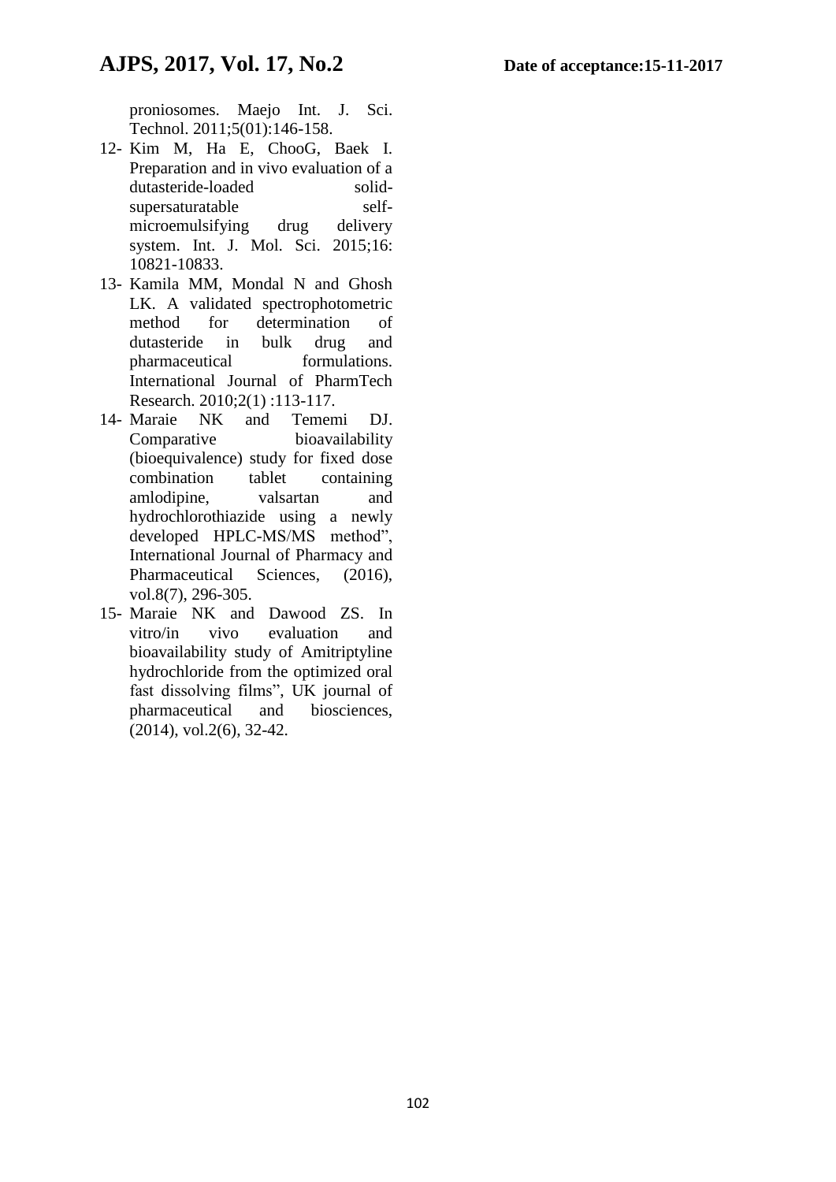proniosomes. Maejo Int. J. Sci. Technol. 2011;5(01):146-158.

12- Kim M, Ha E, ChooG, Baek I. Preparation and in vivo evaluation of a dutasteride-loaded solid-supersaturatable self-microemulsifying drug delivery system. Int. J. Mol. Sci. 2015;16: 10821-10833.

13- Kamila MM, Mondal N and Ghosh LK. A validated spectrophotometric method for determination of dutasteride in bulk drug and pharmaceutical formulations. International Journal of PharmTech Research. 2010;2(1) :113-117.

14- Maraie NK and Tememi DJ. Comparative bioavailability (bioequivalence) study for fixed dose combination tablet containing amlodipine, valsartan and hydrochlorothiazide using a newly developed HPLC-MS/MS method", International Journal of Pharmacy and Pharmaceutical Sciences, (2016), vol.8(7), 296-305.

15- Maraie NK and Dawood ZS. In vitro/in vivo evaluation and bioavailability study of Amitriptyline hydrochloride from the optimized oral fast dissolving films", UK journal of pharmaceutical and biosciences, (2014), vol.2(6), 32-42.